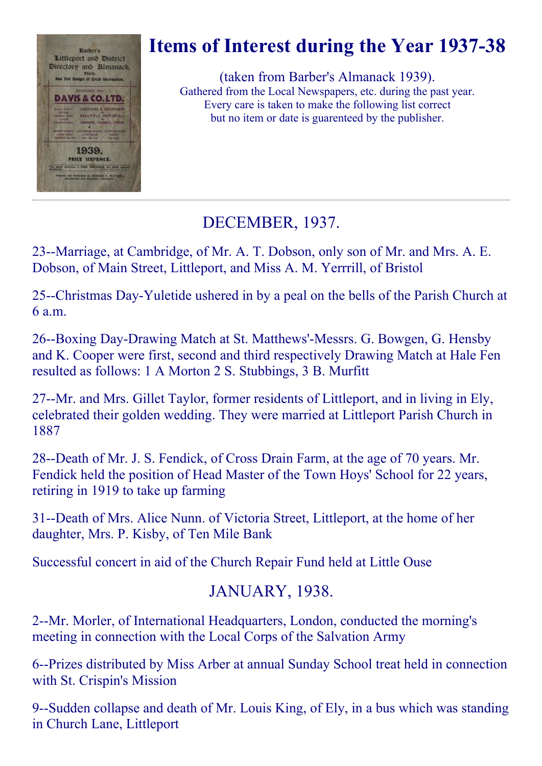# Items of Interest during the Year 1937-38

(taken from Barber's Almanack 1939).
Gathered from the Local Newspapers, etc. during the past year.
Every care is taken to make the following list correct
but no item or date is guarenteed by the publisher.

---

## DECEMBER, 1937.

23--Marriage, at Cambridge, of Mr. A. T. Dobson, only son of Mr. and Mrs. A. E. Dobson, of Main Street, Littleport, and Miss A. M. Yerrrill, of Bristol

25--Christmas Day-Yuletide ushered in by a peal on the bells of the Parish Church at 6 a.m.

26--Boxing Day-Drawing Match at St. Matthews'-Messrs. G. Bowgen, G. Hensby and K. Cooper were first, second and third respectively Drawing Match at Hale Fen resulted as follows: 1 A Morton 2 S. Stubbings, 3 B. Murfitt

27--Mr. and Mrs. Gillet Taylor, former residents of Littleport, and in living in Ely, celebrated their golden wedding. They were married at Littleport Parish Church in 1887

28--Death of Mr. J. S. Fendick, of Cross Drain Farm, at the age of 70 years. Mr. Fendick held the position of Head Master of the Town Hoys' School for 22 years, retiring in 1919 to take up farming

31--Death of Mrs. Alice Nunn. of Victoria Street, Littleport, at the home of her daughter, Mrs. P. Kisby, of Ten Mile Bank

Successful concert in aid of the Church Repair Fund held at Little Ouse

## JANUARY, 1938.

2--Mr. Morler, of International Headquarters, London, conducted the morning's meeting in connection with the Local Corps of the Salvation Army

6--Prizes distributed by Miss Arber at annual Sunday School treat held in connection with St. Crispin's Mission

9--Sudden collapse and death of Mr. Louis King, of Ely, in a bus which was standing in Church Lane, Littleport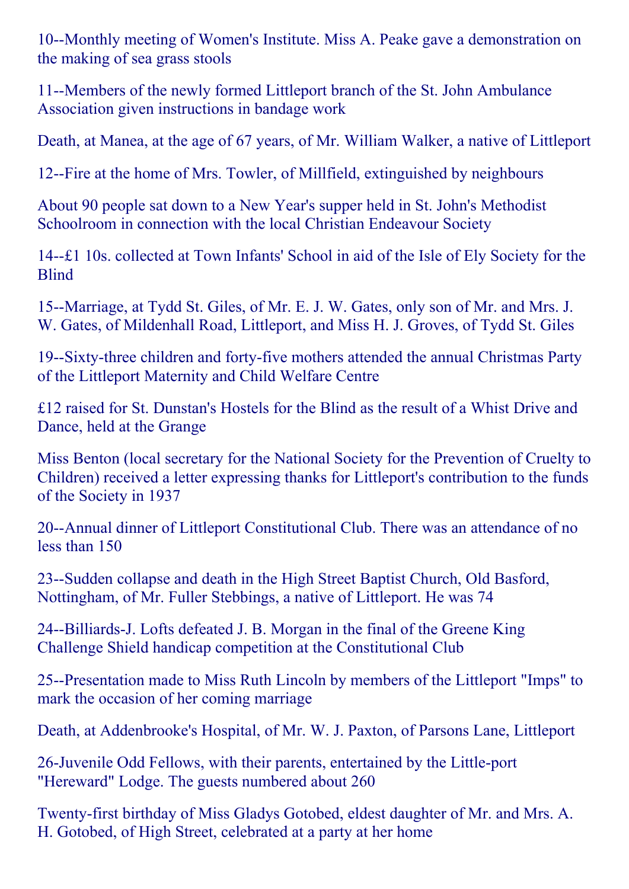10--Monthly meeting of Women's Institute. Miss A. Peake gave a demonstration on the making of sea grass stools

11--Members of the newly formed Littleport branch of the St. John Ambulance Association given instructions in bandage work

Death, at Manea, at the age of 67 years, of Mr. William Walker, a native of Littleport

12--Fire at the home of Mrs. Towler, of Millfield, extinguished by neighbours

About 90 people sat down to a New Year's supper held in St. John's Methodist Schoolroom in connection with the local Christian Endeavour Society

14--£1 10s. collected at Town Infants' School in aid of the Isle of Ely Society for the Blind

15--Marriage, at Tydd St. Giles, of Mr. E. J. W. Gates, only son of Mr. and Mrs. J. W. Gates, of Mildenhall Road, Littleport, and Miss H. J. Groves, of Tydd St. Giles

19--Sixty-three children and forty-five mothers attended the annual Christmas Party of the Littleport Maternity and Child Welfare Centre

£12 raised for St. Dunstan's Hostels for the Blind as the result of a Whist Drive and Dance, held at the Grange

Miss Benton (local secretary for the National Society for the Prevention of Cruelty to Children) received a letter expressing thanks for Littleport's contribution to the funds of the Society in 1937

20--Annual dinner of Littleport Constitutional Club. There was an attendance of no less than 150

23--Sudden collapse and death in the High Street Baptist Church, Old Basford, Nottingham, of Mr. Fuller Stebbings, a native of Littleport. He was 74

24--Billiards-J. Lofts defeated J. B. Morgan in the final of the Greene King Challenge Shield handicap competition at the Constitutional Club

25--Presentation made to Miss Ruth Lincoln by members of the Littleport "Imps" to mark the occasion of her coming marriage

Death, at Addenbrooke's Hospital, of Mr. W. J. Paxton, of Parsons Lane, Littleport

26-Juvenile Odd Fellows, with their parents, entertained by the Little-port "Hereward" Lodge. The guests numbered about 260

Twenty-first birthday of Miss Gladys Gotobed, eldest daughter of Mr. and Mrs. A. H. Gotobed, of High Street, celebrated at a party at her home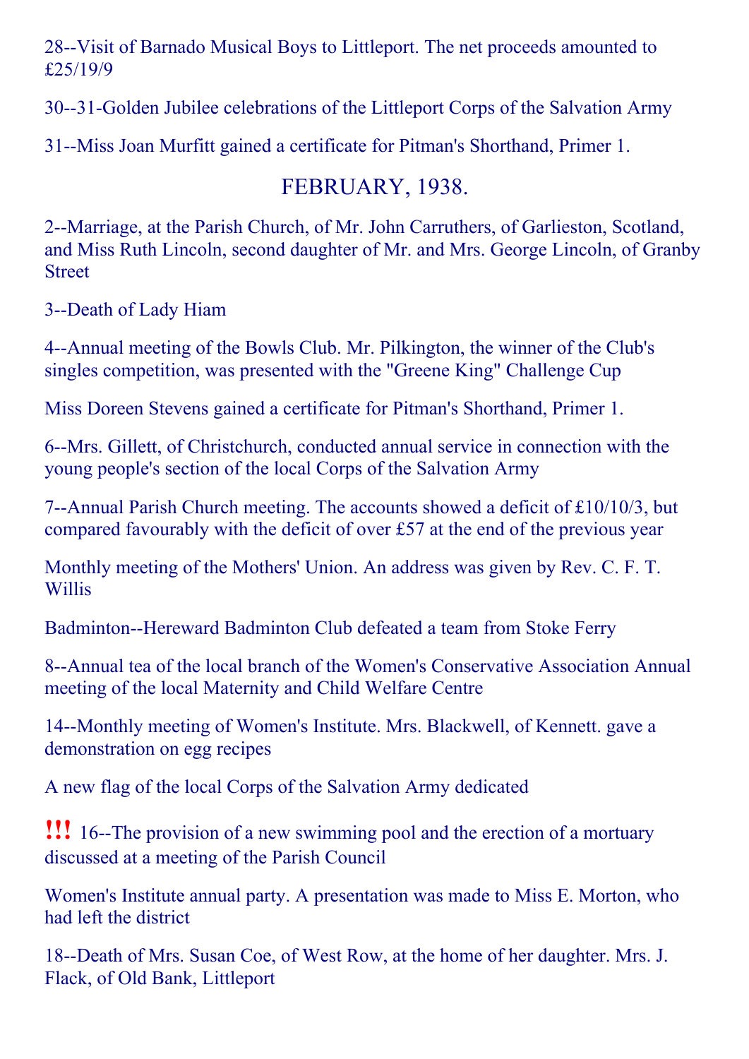28--Visit of Barnado Musical Boys to Littleport. The net proceeds amounted to £25/19/9

30--31-Golden Jubilee celebrations of the Littleport Corps of the Salvation Army

31--Miss Joan Murfitt gained a certificate for Pitman's Shorthand, Primer 1.

## FEBRUARY, 1938.

2--Marriage, at the Parish Church, of Mr. John Carruthers, of Garlieston, Scotland, and Miss Ruth Lincoln, second daughter of Mr. and Mrs. George Lincoln, of Granby Street

3--Death of Lady Hiam

4--Annual meeting of the Bowls Club. Mr. Pilkington, the winner of the Club's singles competition, was presented with the "Greene King" Challenge Cup

Miss Doreen Stevens gained a certificate for Pitman's Shorthand, Primer 1.

6--Mrs. Gillett, of Christchurch, conducted annual service in connection with the young people's section of the local Corps of the Salvation Army

7--Annual Parish Church meeting. The accounts showed a deficit of £10/10/3, but compared favourably with the deficit of over £57 at the end of the previous year

Monthly meeting of the Mothers' Union. An address was given by Rev. C. F. T. Willis

Badminton--Hereward Badminton Club defeated a team from Stoke Ferry

8--Annual tea of the local branch of the Women's Conservative Association Annual meeting of the local Maternity and Child Welfare Centre

14--Monthly meeting of Women's Institute. Mrs. Blackwell, of Kennett. gave a demonstration on egg recipes

A new flag of the local Corps of the Salvation Army dedicated

!!! 16--The provision of a new swimming pool and the erection of a mortuary discussed at a meeting of the Parish Council

Women's Institute annual party. A presentation was made to Miss E. Morton, who had left the district

18--Death of Mrs. Susan Coe, of West Row, at the home of her daughter. Mrs. J. Flack, of Old Bank, Littleport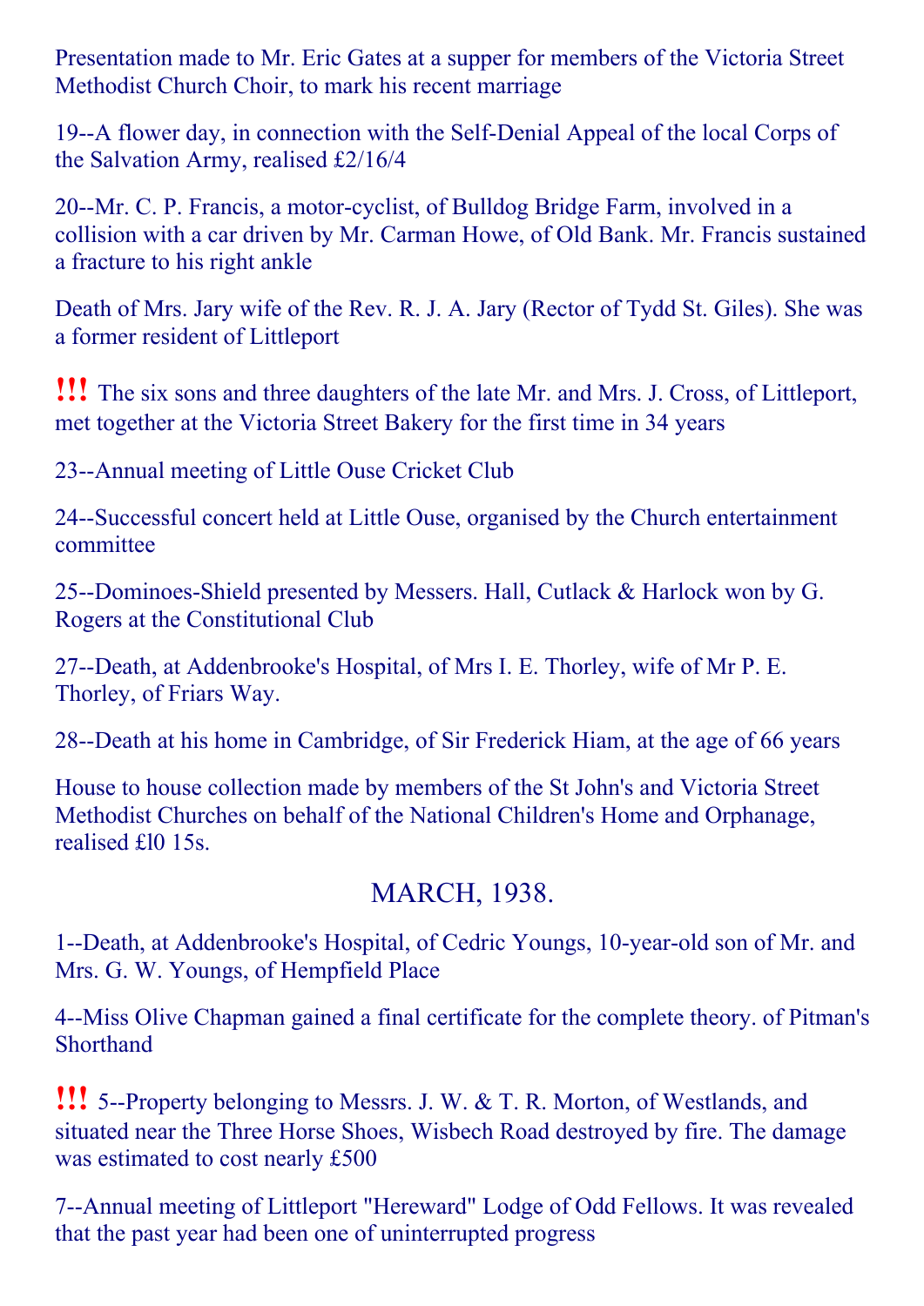Presentation made to Mr. Eric Gates at a supper for members of the Victoria Street Methodist Church Choir, to mark his recent marriage

19--A flower day, in connection with the Self-Denial Appeal of the local Corps of the Salvation Army, realised £2/16/4

20--Mr. C. P. Francis, a motor-cyclist, of Bulldog Bridge Farm, involved in a collision with a car driven by Mr. Carman Howe, of Old Bank. Mr. Francis sustained a fracture to his right ankle

Death of Mrs. Jary wife of the Rev. R. J. A. Jary (Rector of Tydd St. Giles). She was a former resident of Littleport

**!!!** The six sons and three daughters of the late Mr. and Mrs. J. Cross, of Littleport, met together at the Victoria Street Bakery for the first time in 34 years

23--Annual meeting of Little Ouse Cricket Club

24--Successful concert held at Little Ouse, organised by the Church entertainment committee

25--Dominoes-Shield presented by Messers. Hall, Cutlack & Harlock won by G. Rogers at the Constitutional Club

27--Death, at Addenbrooke's Hospital, of Mrs I. E. Thorley, wife of Mr P. E. Thorley, of Friars Way.

28--Death at his home in Cambridge, of Sir Frederick Hiam, at the age of 66 years

House to house collection made by members of the St John's and Victoria Street Methodist Churches on behalf of the National Children's Home and Orphanage, realised £l0 15s.

## MARCH, 1938.

1--Death, at Addenbrooke's Hospital, of Cedric Youngs, 10-year-old son of Mr. and Mrs. G. W. Youngs, of Hempfield Place

4--Miss Olive Chapman gained a final certificate for the complete theory. of Pitman's Shorthand

**!!!** 5--Property belonging to Messrs. J. W. & T. R. Morton, of Westlands, and situated near the Three Horse Shoes, Wisbech Road destroyed by fire. The damage was estimated to cost nearly £500

7--Annual meeting of Littleport "Hereward" Lodge of Odd Fellows. It was revealed that the past year had been one of uninterrupted progress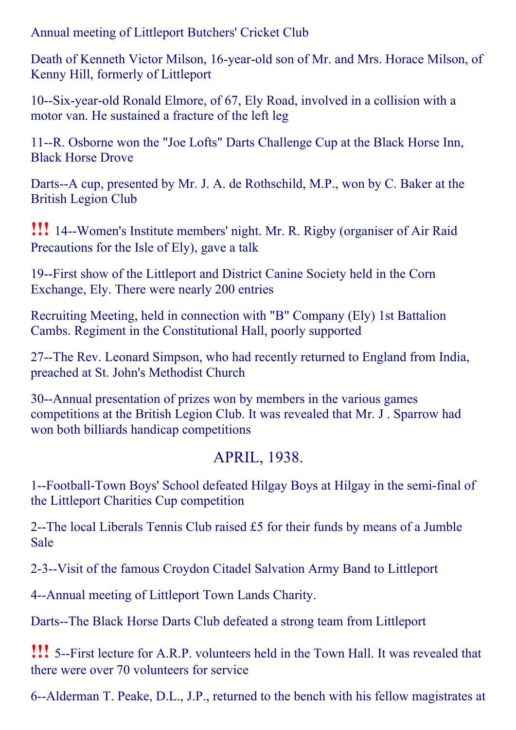Annual meeting of Littleport Butchers' Cricket Club

Death of Kenneth Victor Milson, 16-year-old son of Mr. and Mrs. Horace Milson, of Kenny Hill, formerly of Littleport

10--Six-year-old Ronald Elmore, of 67, Ely Road, involved in a collision with a motor van. He sustained a fracture of the left leg

11--R. Osborne won the "Joe Lofts" Darts Challenge Cup at the Black Horse Inn, Black Horse Drove

Darts--A cup, presented by Mr. J. A. de Rothschild, M.P., won by C. Baker at the British Legion Club

!!! 14--Women's Institute members' night. Mr. R. Rigby (organiser of Air Raid Precautions for the Isle of Ely), gave a talk

19--First show of the Littleport and District Canine Society held in the Corn Exchange, Ely. There were nearly 200 entries

Recruiting Meeting, held in connection with "B" Company (Ely) 1st Battalion Cambs. Regiment in the Constitutional Hall, poorly supported

27--The Rev. Leonard Simpson, who had recently returned to England from India, preached at St. John's Methodist Church

30--Annual presentation of prizes won by members in the various games competitions at the British Legion Club. It was revealed that Mr. J . Sparrow had won both billiards handicap competitions

## APRIL, 1938.

1--Football-Town Boys' School defeated Hilgay Boys at Hilgay in the semi-final of the Littleport Charities Cup competition

2--The local Liberals Tennis Club raised £5 for their funds by means of a Jumble Sale

2-3--Visit of the famous Croydon Citadel Salvation Army Band to Littleport

4--Annual meeting of Littleport Town Lands Charity.

Darts--The Black Horse Darts Club defeated a strong team from Littleport

!!! 5--First lecture for A.R.P. volunteers held in the Town Hall. It was revealed that there were over 70 volunteers for service

6--Alderman T. Peake, D.L., J.P., returned to the bench with his fellow magistrates at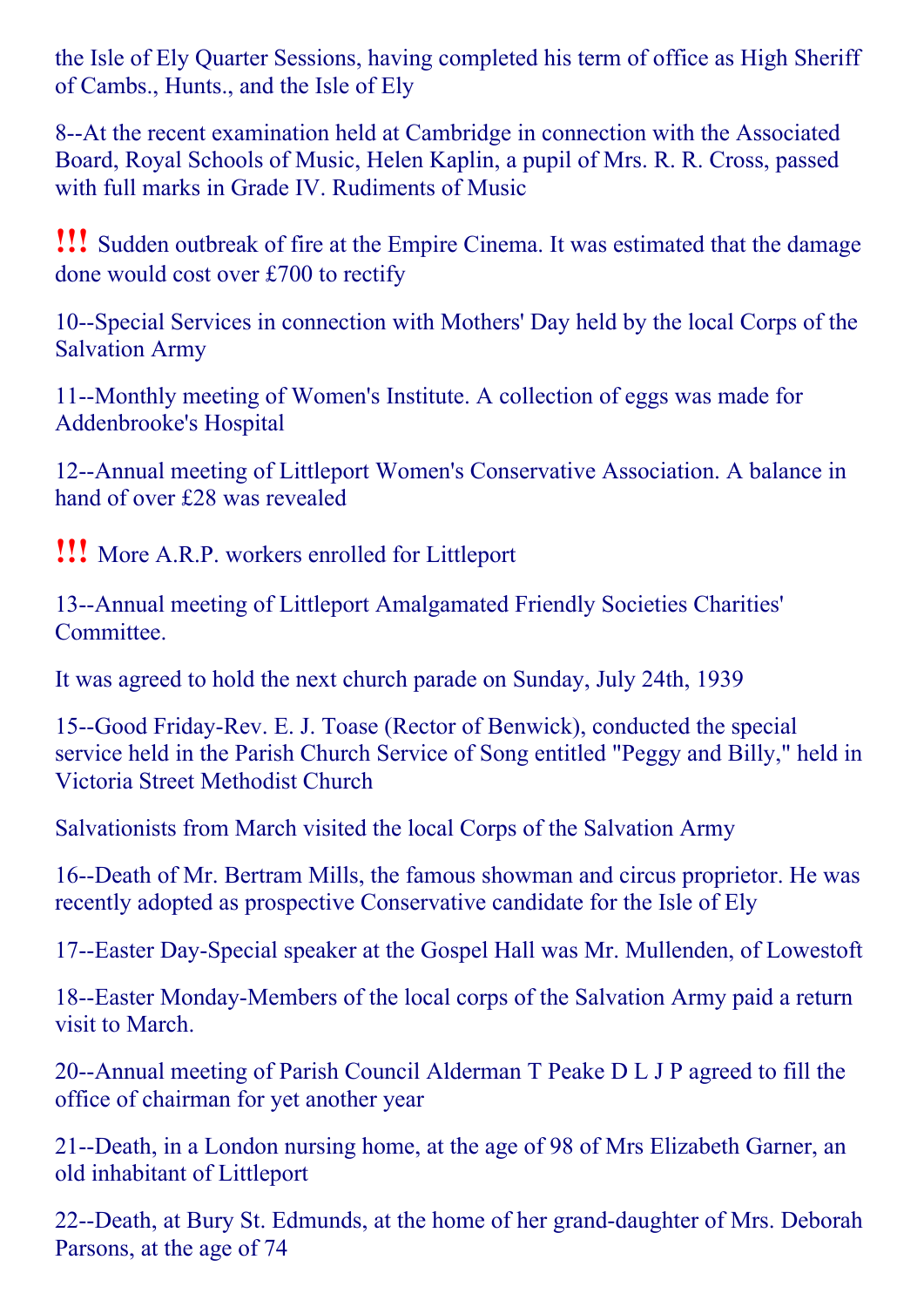the Isle of Ely Quarter Sessions, having completed his term of office as High Sheriff of Cambs., Hunts., and the Isle of Ely

8--At the recent examination held at Cambridge in connection with the Associated Board, Royal Schools of Music, Helen Kaplin, a pupil of Mrs. R. R. Cross, passed with full marks in Grade IV. Rudiments of Music

!!! Sudden outbreak of fire at the Empire Cinema. It was estimated that the damage done would cost over £700 to rectify

10--Special Services in connection with Mothers' Day held by the local Corps of the Salvation Army

11--Monthly meeting of Women's Institute. A collection of eggs was made for Addenbrooke's Hospital

12--Annual meeting of Littleport Women's Conservative Association. A balance in hand of over £28 was revealed

!!! More A.R.P. workers enrolled for Littleport

13--Annual meeting of Littleport Amalgamated Friendly Societies Charities' Committee.

It was agreed to hold the next church parade on Sunday, July 24th, 1939

15--Good Friday-Rev. E. J. Toase (Rector of Benwick), conducted the special service held in the Parish Church Service of Song entitled "Peggy and Billy," held in Victoria Street Methodist Church

Salvationists from March visited the local Corps of the Salvation Army

16--Death of Mr. Bertram Mills, the famous showman and circus proprietor. He was recently adopted as prospective Conservative candidate for the Isle of Ely

17--Easter Day-Special speaker at the Gospel Hall was Mr. Mullenden, of Lowestoft

18--Easter Monday-Members of the local corps of the Salvation Army paid a return visit to March.

20--Annual meeting of Parish Council Alderman T Peake D L J P agreed to fill the office of chairman for yet another year

21--Death, in a London nursing home, at the age of 98 of Mrs Elizabeth Garner, an old inhabitant of Littleport

22--Death, at Bury St. Edmunds, at the home of her grand-daughter of Mrs. Deborah Parsons, at the age of 74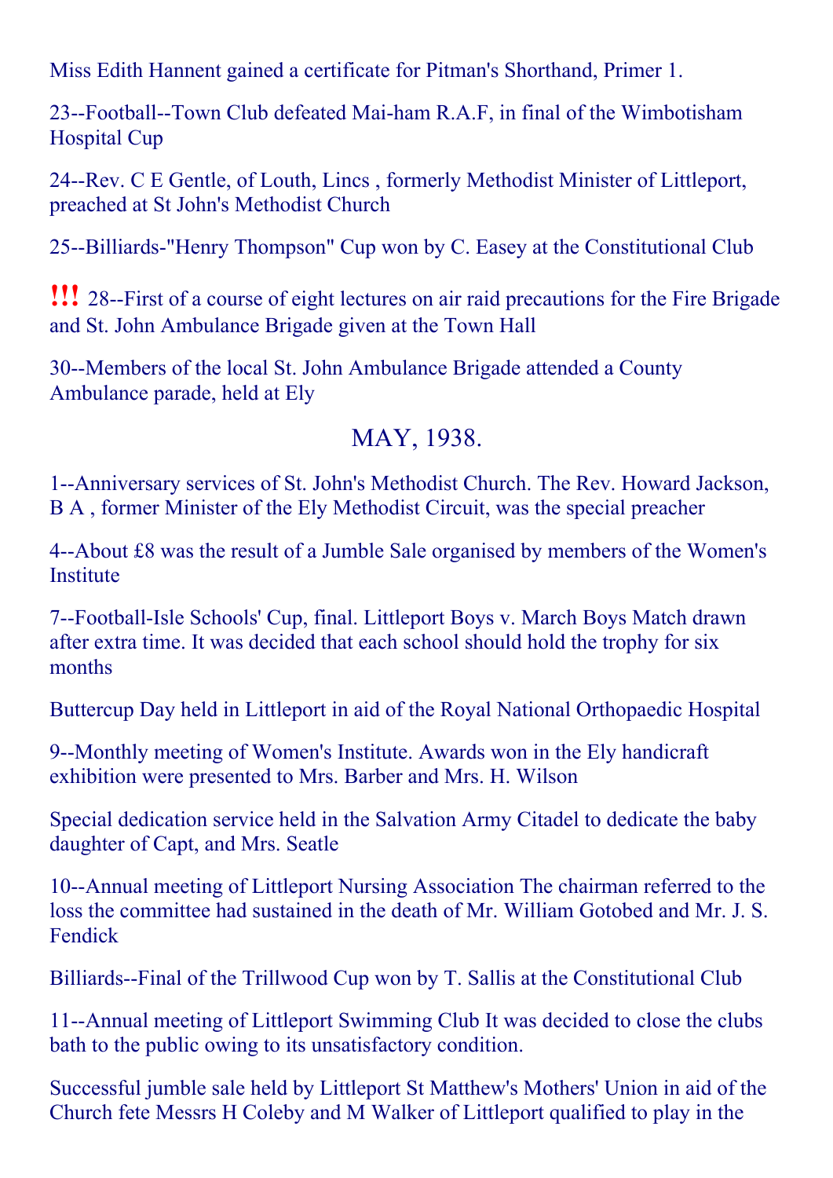Miss Edith Hannent gained a certificate for Pitman's Shorthand, Primer 1.

23--Football--Town Club defeated Mai-ham R.A.F, in final of the Wimbotisham Hospital Cup

24--Rev. C E Gentle, of Louth, Lincs , formerly Methodist Minister of Littleport, preached at St John's Methodist Church

25--Billiards-"Henry Thompson" Cup won by C. Easey at the Constitutional Club

!!! 28--First of a course of eight lectures on air raid precautions for the Fire Brigade and St. John Ambulance Brigade given at the Town Hall

30--Members of the local St. John Ambulance Brigade attended a County Ambulance parade, held at Ely

## MAY, 1938.

1--Anniversary services of St. John's Methodist Church. The Rev. Howard Jackson, B A , former Minister of the Ely Methodist Circuit, was the special preacher

4--About £8 was the result of a Jumble Sale organised by members of the Women's Institute

7--Football-Isle Schools' Cup, final. Littleport Boys v. March Boys Match drawn after extra time. It was decided that each school should hold the trophy for six months

Buttercup Day held in Littleport in aid of the Royal National Orthopaedic Hospital

9--Monthly meeting of Women's Institute. Awards won in the Ely handicraft exhibition were presented to Mrs. Barber and Mrs. H. Wilson

Special dedication service held in the Salvation Army Citadel to dedicate the baby daughter of Capt, and Mrs. Seatle

10--Annual meeting of Littleport Nursing Association The chairman referred to the loss the committee had sustained in the death of Mr. William Gotobed and Mr. J. S. Fendick

Billiards--Final of the Trillwood Cup won by T. Sallis at the Constitutional Club

11--Annual meeting of Littleport Swimming Club It was decided to close the clubs bath to the public owing to its unsatisfactory condition.

Successful jumble sale held by Littleport St Matthew's Mothers' Union in aid of the Church fete Messrs H Coleby and M Walker of Littleport qualified to play in the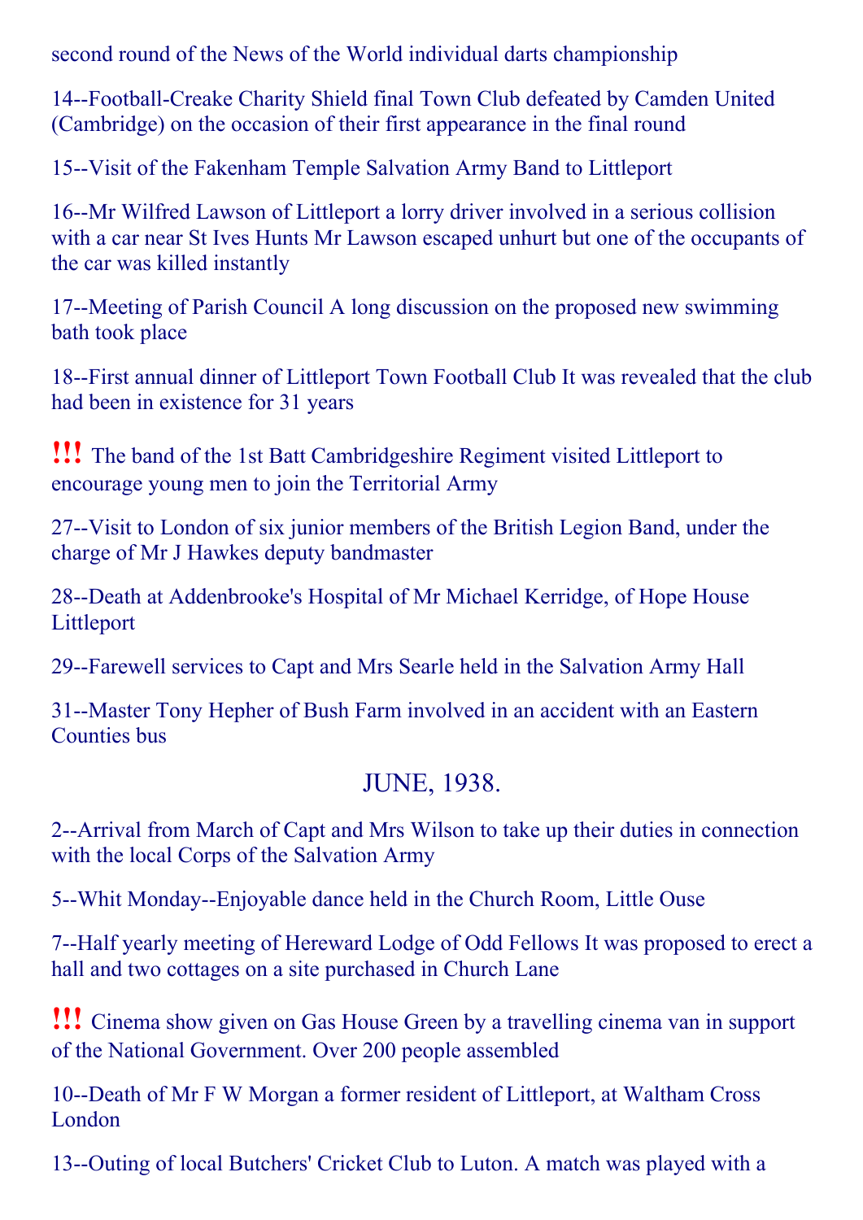second round of the News of the World individual darts championship

14--Football-Creake Charity Shield final Town Club defeated by Camden United (Cambridge) on the occasion of their first appearance in the final round

15--Visit of the Fakenham Temple Salvation Army Band to Littleport

16--Mr Wilfred Lawson of Littleport a lorry driver involved in a serious collision with a car near St Ives Hunts Mr Lawson escaped unhurt but one of the occupants of the car was killed instantly

17--Meeting of Parish Council A long discussion on the proposed new swimming bath took place

18--First annual dinner of Littleport Town Football Club It was revealed that the club had been in existence for 31 years

!!! The band of the 1st Batt Cambridgeshire Regiment visited Littleport to encourage young men to join the Territorial Army

27--Visit to London of six junior members of the British Legion Band, under the charge of Mr J Hawkes deputy bandmaster

28--Death at Addenbrooke's Hospital of Mr Michael Kerridge, of Hope House Littleport

29--Farewell services to Capt and Mrs Searle held in the Salvation Army Hall

31--Master Tony Hepher of Bush Farm involved in an accident with an Eastern Counties bus

## JUNE, 1938.

2--Arrival from March of Capt and Mrs Wilson to take up their duties in connection with the local Corps of the Salvation Army

5--Whit Monday--Enjoyable dance held in the Church Room, Little Ouse

7--Half yearly meeting of Hereward Lodge of Odd Fellows It was proposed to erect a hall and two cottages on a site purchased in Church Lane

!!! Cinema show given on Gas House Green by a travelling cinema van in support of the National Government. Over 200 people assembled

10--Death of Mr F W Morgan a former resident of Littleport, at Waltham Cross London

13--Outing of local Butchers' Cricket Club to Luton. A match was played with a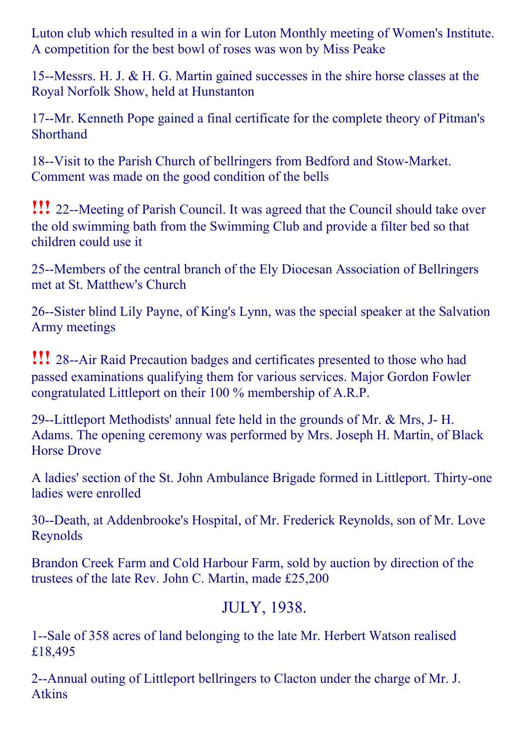Luton club which resulted in a win for Luton Monthly meeting of Women's Institute. A competition for the best bowl of roses was won by Miss Peake

15--Messrs. H. J. & H. G. Martin gained successes in the shire horse classes at the Royal Norfolk Show, held at Hunstanton

17--Mr. Kenneth Pope gained a final certificate for the complete theory of Pitman's Shorthand

18--Visit to the Parish Church of bellringers from Bedford and Stow-Market. Comment was made on the good condition of the bells

!!! 22--Meeting of Parish Council. It was agreed that the Council should take over the old swimming bath from the Swimming Club and provide a filter bed so that children could use it

25--Members of the central branch of the Ely Diocesan Association of Bellringers met at St. Matthew's Church

26--Sister blind Lily Payne, of King's Lynn, was the special speaker at the Salvation Army meetings

!!! 28--Air Raid Precaution badges and certificates presented to those who had passed examinations qualifying them for various services. Major Gordon Fowler congratulated Littleport on their 100 % membership of A.R.P.

29--Littleport Methodists' annual fete held in the grounds of Mr. & Mrs, J- H. Adams. The opening ceremony was performed by Mrs. Joseph H. Martin, of Black Horse Drove

A ladies' section of the St. John Ambulance Brigade formed in Littleport. Thirty-one ladies were enrolled

30--Death, at Addenbrooke's Hospital, of Mr. Frederick Reynolds, son of Mr. Love Reynolds

Brandon Creek Farm and Cold Harbour Farm, sold by auction by direction of the trustees of the late Rev. John C. Martin, made £25,200

## JULY, 1938.

1--Sale of 358 acres of land belonging to the late Mr. Herbert Watson realised £18,495

2--Annual outing of Littleport bellringers to Clacton under the charge of Mr. J. Atkins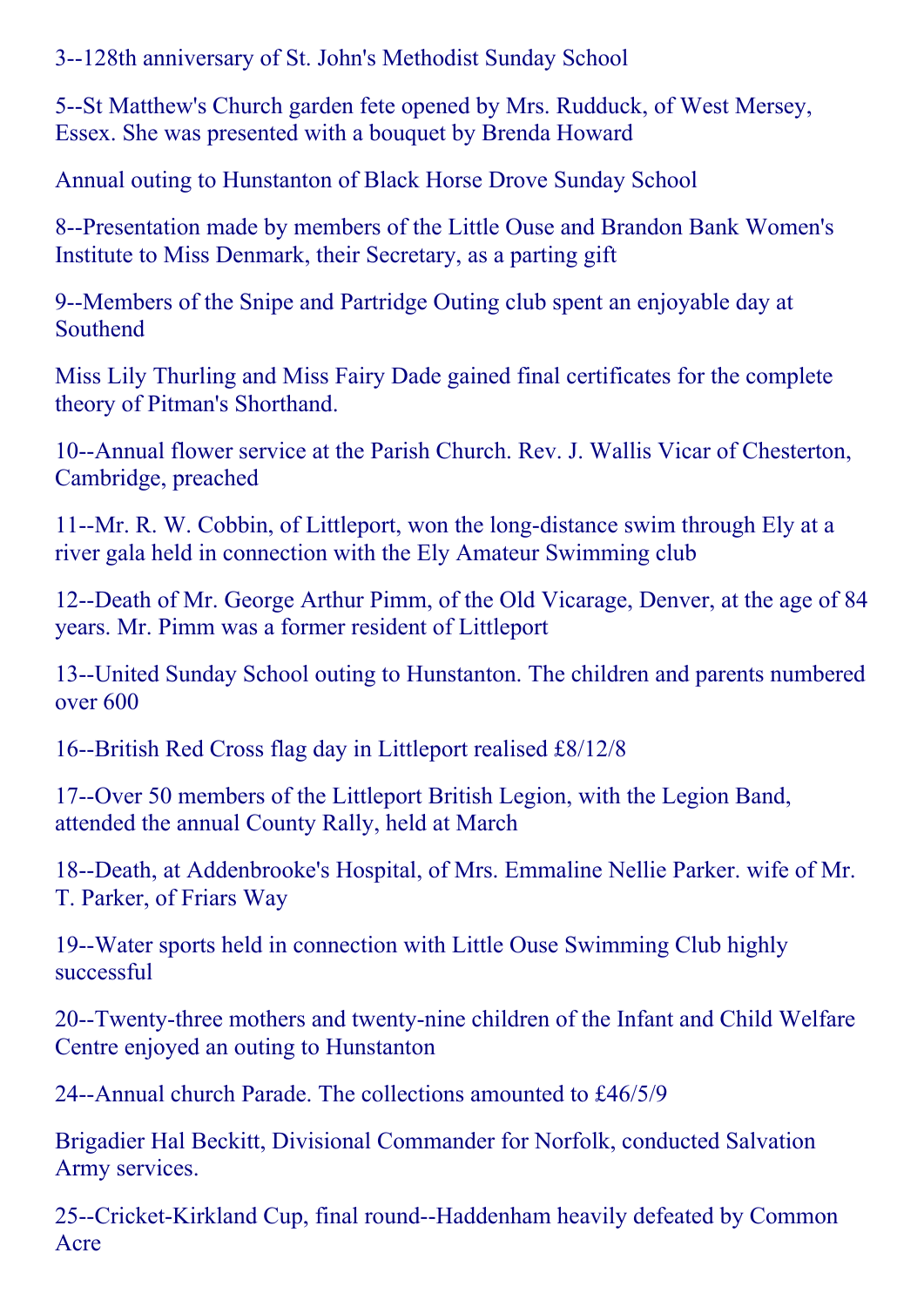3--128th anniversary of St. John's Methodist Sunday School

5--St Matthew's Church garden fete opened by Mrs. Rudduck, of West Mersey, Essex. She was presented with a bouquet by Brenda Howard

Annual outing to Hunstanton of Black Horse Drove Sunday School

8--Presentation made by members of the Little Ouse and Brandon Bank Women's Institute to Miss Denmark, their Secretary, as a parting gift

9--Members of the Snipe and Partridge Outing club spent an enjoyable day at Southend

Miss Lily Thurling and Miss Fairy Dade gained final certificates for the complete theory of Pitman's Shorthand.

10--Annual flower service at the Parish Church. Rev. J. Wallis Vicar of Chesterton, Cambridge, preached

11--Mr. R. W. Cobbin, of Littleport, won the long-distance swim through Ely at a river gala held in connection with the Ely Amateur Swimming club

12--Death of Mr. George Arthur Pimm, of the Old Vicarage, Denver, at the age of 84 years. Mr. Pimm was a former resident of Littleport

13--United Sunday School outing to Hunstanton. The children and parents numbered over 600

16--British Red Cross flag day in Littleport realised £8/12/8

17--Over 50 members of the Littleport British Legion, with the Legion Band, attended the annual County Rally, held at March

18--Death, at Addenbrooke's Hospital, of Mrs. Emmaline Nellie Parker. wife of Mr. T. Parker, of Friars Way

19--Water sports held in connection with Little Ouse Swimming Club highly successful

20--Twenty-three mothers and twenty-nine children of the Infant and Child Welfare Centre enjoyed an outing to Hunstanton

24--Annual church Parade. The collections amounted to £46/5/9

Brigadier Hal Beckitt, Divisional Commander for Norfolk, conducted Salvation Army services.

25--Cricket-Kirkland Cup, final round--Haddenham heavily defeated by Common Acre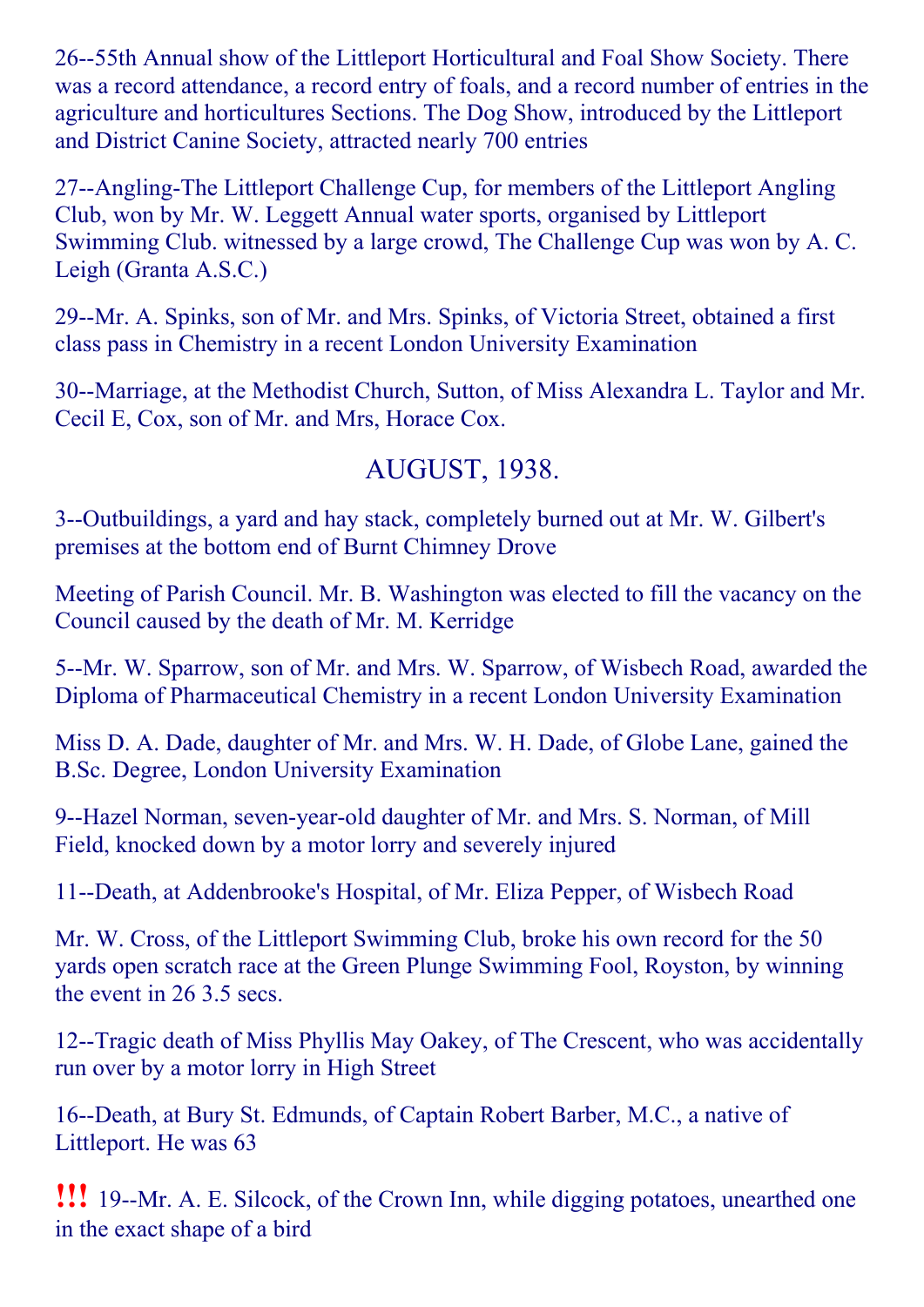26--55th Annual show of the Littleport Horticultural and Foal Show Society. There was a record attendance, a record entry of foals, and a record number of entries in the agriculture and horticultures Sections. The Dog Show, introduced by the Littleport and District Canine Society, attracted nearly 700 entries

27--Angling-The Littleport Challenge Cup, for members of the Littleport Angling Club, won by Mr. W. Leggett Annual water sports, organised by Littleport Swimming Club. witnessed by a large crowd, The Challenge Cup was won by A. C. Leigh (Granta A.S.C.)

29--Mr. A. Spinks, son of Mr. and Mrs. Spinks, of Victoria Street, obtained a first class pass in Chemistry in a recent London University Examination

30--Marriage, at the Methodist Church, Sutton, of Miss Alexandra L. Taylor and Mr. Cecil E, Cox, son of Mr. and Mrs, Horace Cox.

## AUGUST, 1938.

3--Outbuildings, a yard and hay stack, completely burned out at Mr. W. Gilbert's premises at the bottom end of Burnt Chimney Drove

Meeting of Parish Council. Mr. B. Washington was elected to fill the vacancy on the Council caused by the death of Mr. M. Kerridge

5--Mr. W. Sparrow, son of Mr. and Mrs. W. Sparrow, of Wisbech Road, awarded the Diploma of Pharmaceutical Chemistry in a recent London University Examination

Miss D. A. Dade, daughter of Mr. and Mrs. W. H. Dade, of Globe Lane, gained the B.Sc. Degree, London University Examination

9--Hazel Norman, seven-year-old daughter of Mr. and Mrs. S. Norman, of Mill Field, knocked down by a motor lorry and severely injured

11--Death, at Addenbrooke's Hospital, of Mr. Eliza Pepper, of Wisbech Road

Mr. W. Cross, of the Littleport Swimming Club, broke his own record for the 50 yards open scratch race at the Green Plunge Swimming Fool, Royston, by winning the event in 26 3.5 secs.

12--Tragic death of Miss Phyllis May Oakey, of The Crescent, who was accidentally run over by a motor lorry in High Street

16--Death, at Bury St. Edmunds, of Captain Robert Barber, M.C., a native of Littleport. He was 63

**!!!** 19--Mr. A. E. Silcock, of the Crown Inn, while digging potatoes, unearthed one in the exact shape of a bird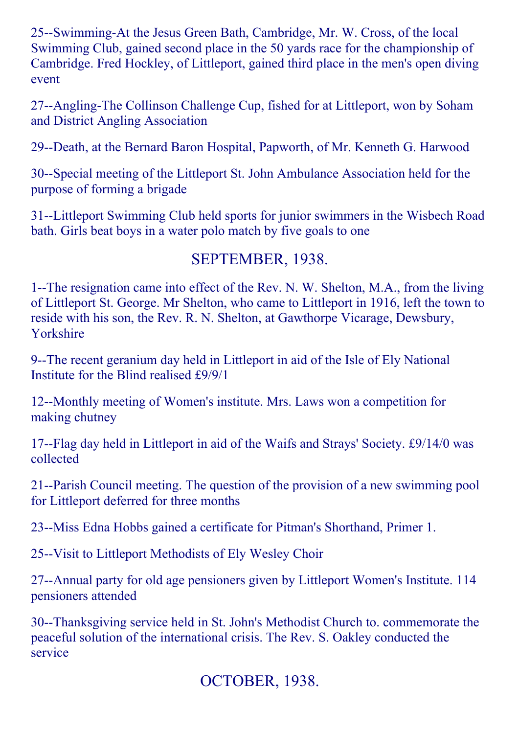25--Swimming-At the Jesus Green Bath, Cambridge, Mr. W. Cross, of the local Swimming Club, gained second place in the 50 yards race for the championship of Cambridge. Fred Hockley, of Littleport, gained third place in the men's open diving event

27--Angling-The Collinson Challenge Cup, fished for at Littleport, won by Soham and District Angling Association

29--Death, at the Bernard Baron Hospital, Papworth, of Mr. Kenneth G. Harwood

30--Special meeting of the Littleport St. John Ambulance Association held for the purpose of forming a brigade

31--Littleport Swimming Club held sports for junior swimmers in the Wisbech Road bath. Girls beat boys in a water polo match by five goals to one

## SEPTEMBER, 1938.

1--The resignation came into effect of the Rev. N. W. Shelton, M.A., from the living of Littleport St. George. Mr Shelton, who came to Littleport in 1916, left the town to reside with his son, the Rev. R. N. Shelton, at Gawthorpe Vicarage, Dewsbury, Yorkshire

9--The recent geranium day held in Littleport in aid of the Isle of Ely National Institute for the Blind realised £9/9/1

12--Monthly meeting of Women's institute. Mrs. Laws won a competition for making chutney

17--Flag day held in Littleport in aid of the Waifs and Strays' Society. £9/14/0 was collected

21--Parish Council meeting. The question of the provision of a new swimming pool for Littleport deferred for three months

23--Miss Edna Hobbs gained a certificate for Pitman's Shorthand, Primer 1.

25--Visit to Littleport Methodists of Ely Wesley Choir

27--Annual party for old age pensioners given by Littleport Women's Institute. 114 pensioners attended

30--Thanksgiving service held in St. John's Methodist Church to. commemorate the peaceful solution of the international crisis. The Rev. S. Oakley conducted the service

## OCTOBER, 1938.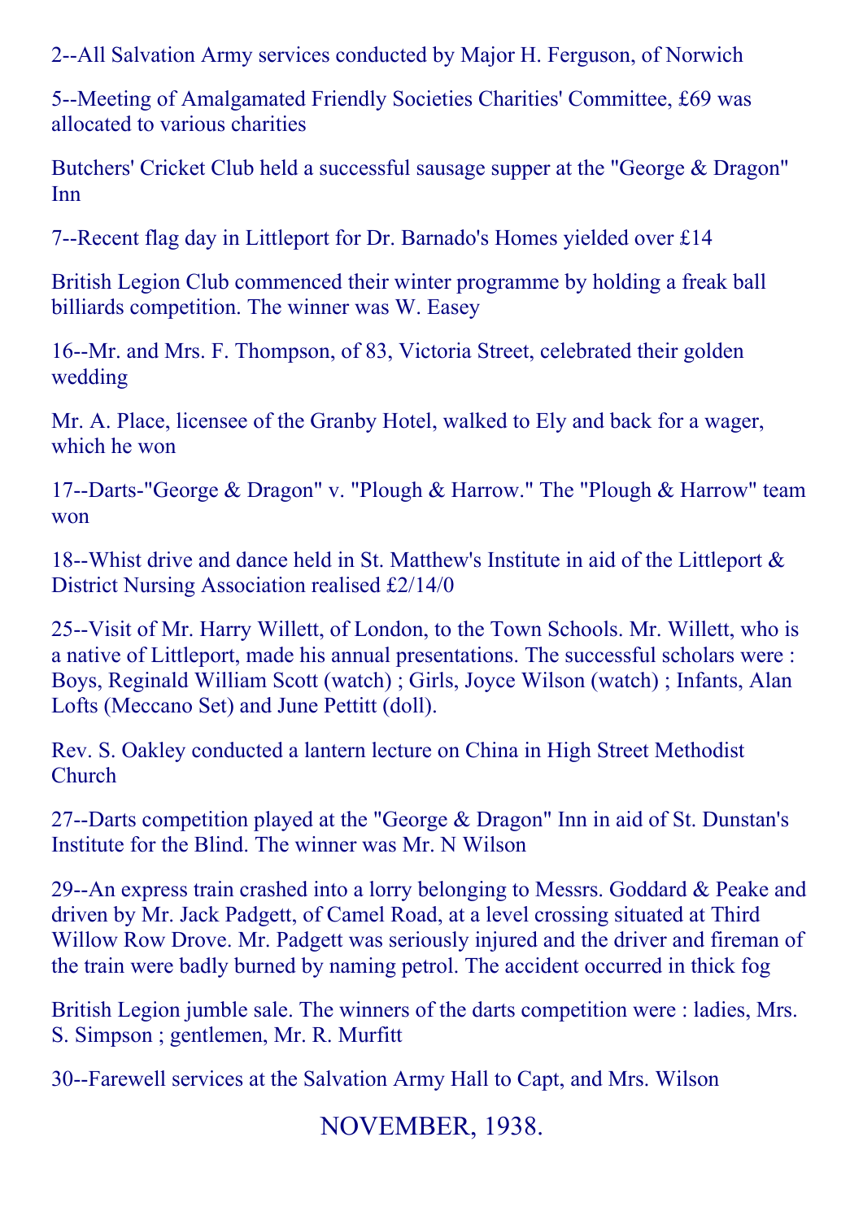2--All Salvation Army services conducted by Major H. Ferguson, of Norwich

5--Meeting of Amalgamated Friendly Societies Charities' Committee, £69 was allocated to various charities

Butchers' Cricket Club held a successful sausage supper at the "George & Dragon" Inn

7--Recent flag day in Littleport for Dr. Barnado's Homes yielded over £14

British Legion Club commenced their winter programme by holding a freak ball billiards competition. The winner was W. Easey

16--Mr. and Mrs. F. Thompson, of 83, Victoria Street, celebrated their golden wedding

Mr. A. Place, licensee of the Granby Hotel, walked to Ely and back for a wager, which he won

17--Darts-"George & Dragon" v. "Plough & Harrow." The "Plough & Harrow" team won

18--Whist drive and dance held in St. Matthew's Institute in aid of the Littleport & District Nursing Association realised £2/14/0

25--Visit of Mr. Harry Willett, of London, to the Town Schools. Mr. Willett, who is a native of Littleport, made his annual presentations. The successful scholars were : Boys, Reginald William Scott (watch) ; Girls, Joyce Wilson (watch) ; Infants, Alan Lofts (Meccano Set) and June Pettitt (doll).

Rev. S. Oakley conducted a lantern lecture on China in High Street Methodist Church

27--Darts competition played at the "George & Dragon" Inn in aid of St. Dunstan's Institute for the Blind. The winner was Mr. N Wilson

29--An express train crashed into a lorry belonging to Messrs. Goddard & Peake and driven by Mr. Jack Padgett, of Camel Road, at a level crossing situated at Third Willow Row Drove. Mr. Padgett was seriously injured and the driver and fireman of the train were badly burned by naming petrol. The accident occurred in thick fog

British Legion jumble sale. The winners of the darts competition were : ladies, Mrs. S. Simpson ; gentlemen, Mr. R. Murfitt

30--Farewell services at the Salvation Army Hall to Capt, and Mrs. Wilson

## NOVEMBER, 1938.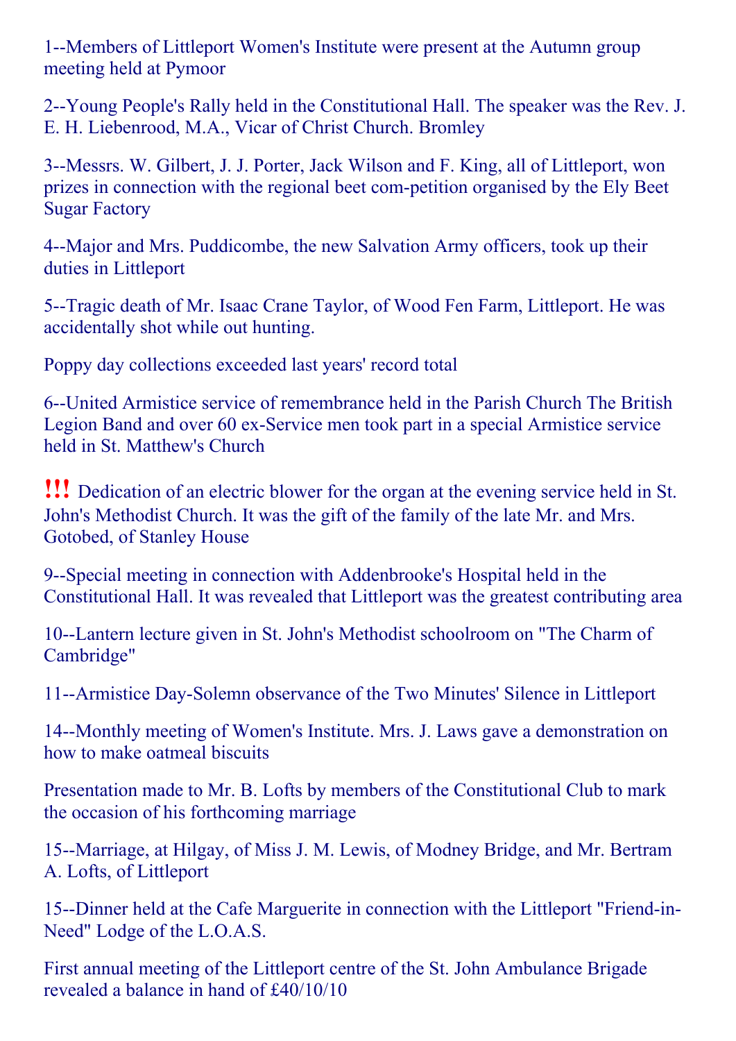1--Members of Littleport Women's Institute were present at the Autumn group meeting held at Pymoor

2--Young People's Rally held in the Constitutional Hall. The speaker was the Rev. J. E. H. Liebenrood, M.A., Vicar of Christ Church. Bromley

3--Messrs. W. Gilbert, J. J. Porter, Jack Wilson and F. King, all of Littleport, won prizes in connection with the regional beet com-petition organised by the Ely Beet Sugar Factory

4--Major and Mrs. Puddicombe, the new Salvation Army officers, took up their duties in Littleport

5--Tragic death of Mr. Isaac Crane Taylor, of Wood Fen Farm, Littleport. He was accidentally shot while out hunting.

Poppy day collections exceeded last years' record total

6--United Armistice service of remembrance held in the Parish Church The British Legion Band and over 60 ex-Service men took part in a special Armistice service held in St. Matthew's Church

!!! Dedication of an electric blower for the organ at the evening service held in St. John's Methodist Church. It was the gift of the family of the late Mr. and Mrs. Gotobed, of Stanley House

9--Special meeting in connection with Addenbrooke's Hospital held in the Constitutional Hall. It was revealed that Littleport was the greatest contributing area

10--Lantern lecture given in St. John's Methodist schoolroom on "The Charm of Cambridge"

11--Armistice Day-Solemn observance of the Two Minutes' Silence in Littleport

14--Monthly meeting of Women's Institute. Mrs. J. Laws gave a demonstration on how to make oatmeal biscuits

Presentation made to Mr. B. Lofts by members of the Constitutional Club to mark the occasion of his forthcoming marriage

15--Marriage, at Hilgay, of Miss J. M. Lewis, of Modney Bridge, and Mr. Bertram A. Lofts, of Littleport

15--Dinner held at the Cafe Marguerite in connection with the Littleport "Friend-in-Need" Lodge of the L.O.A.S.

First annual meeting of the Littleport centre of the St. John Ambulance Brigade revealed a balance in hand of £40/10/10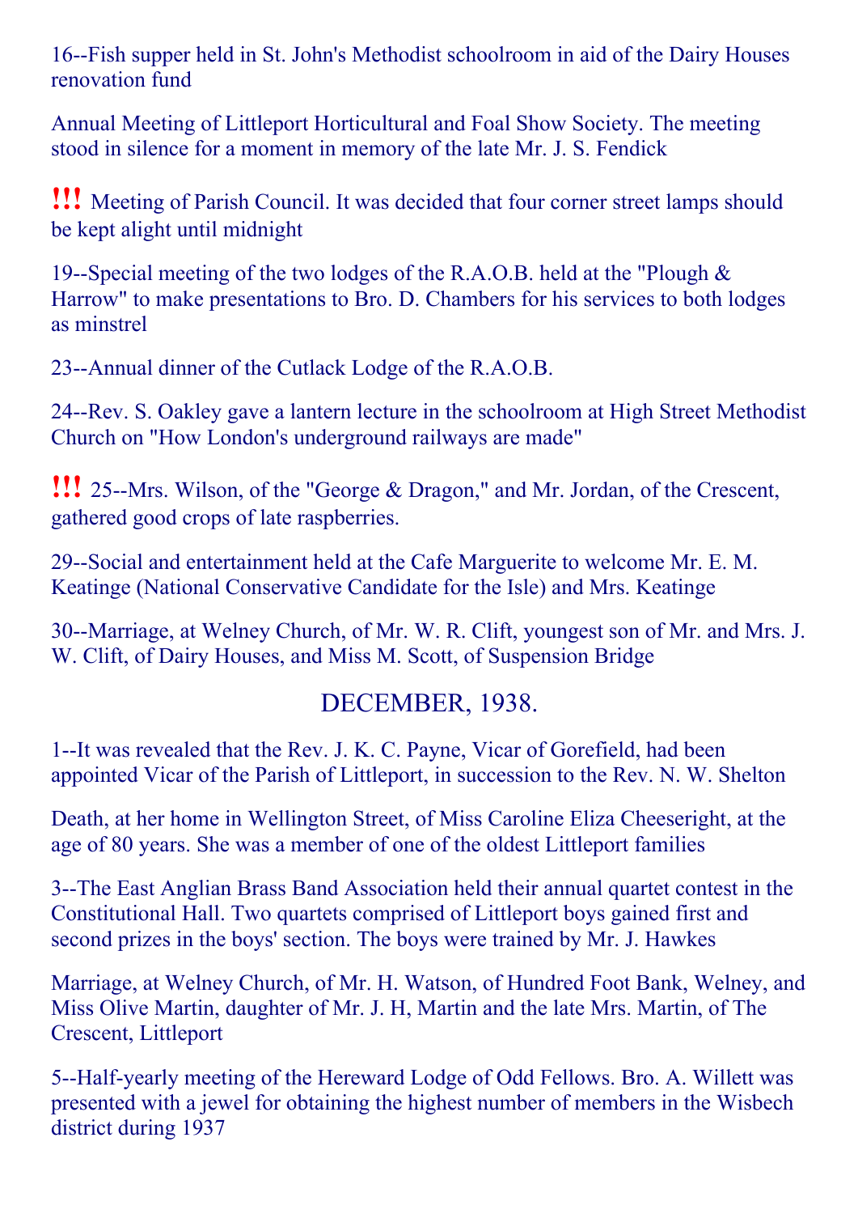16--Fish supper held in St. John's Methodist schoolroom in aid of the Dairy Houses renovation fund

Annual Meeting of Littleport Horticultural and Foal Show Society. The meeting stood in silence for a moment in memory of the late Mr. J. S. Fendick

!!! Meeting of Parish Council. It was decided that four corner street lamps should be kept alight until midnight

19--Special meeting of the two lodges of the R.A.O.B. held at the "Plough & Harrow" to make presentations to Bro. D. Chambers for his services to both lodges as minstrel

23--Annual dinner of the Cutlack Lodge of the R.A.O.B.

24--Rev. S. Oakley gave a lantern lecture in the schoolroom at High Street Methodist Church on "How London's underground railways are made"

!!! 25--Mrs. Wilson, of the "George & Dragon," and Mr. Jordan, of the Crescent, gathered good crops of late raspberries.

29--Social and entertainment held at the Cafe Marguerite to welcome Mr. E. M. Keatinge (National Conservative Candidate for the Isle) and Mrs. Keatinge

30--Marriage, at Welney Church, of Mr. W. R. Clift, youngest son of Mr. and Mrs. J. W. Clift, of Dairy Houses, and Miss M. Scott, of Suspension Bridge

## DECEMBER, 1938.

1--It was revealed that the Rev. J. K. C. Payne, Vicar of Gorefield, had been appointed Vicar of the Parish of Littleport, in succession to the Rev. N. W. Shelton

Death, at her home in Wellington Street, of Miss Caroline Eliza Cheeseright, at the age of 80 years. She was a member of one of the oldest Littleport families

3--The East Anglian Brass Band Association held their annual quartet contest in the Constitutional Hall. Two quartets comprised of Littleport boys gained first and second prizes in the boys' section. The boys were trained by Mr. J. Hawkes

Marriage, at Welney Church, of Mr. H. Watson, of Hundred Foot Bank, Welney, and Miss Olive Martin, daughter of Mr. J. H, Martin and the late Mrs. Martin, of The Crescent, Littleport

5--Half-yearly meeting of the Hereward Lodge of Odd Fellows. Bro. A. Willett was presented with a jewel for obtaining the highest number of members in the Wisbech district during 1937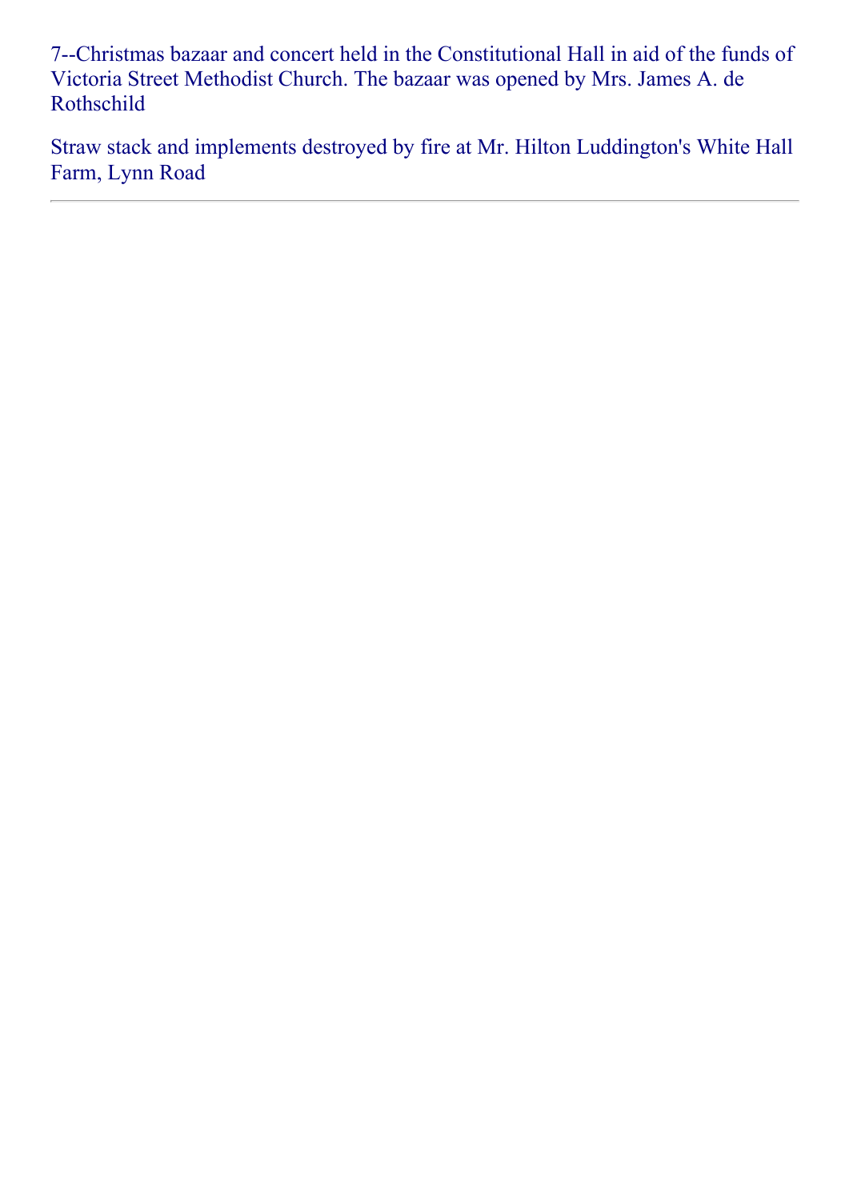7--Christmas bazaar and concert held in the Constitutional Hall in aid of the funds of Victoria Street Methodist Church. The bazaar was opened by Mrs. James A. de Rothschild

Straw stack and implements destroyed by fire at Mr. Hilton Luddington's White Hall Farm, Lynn Road

---